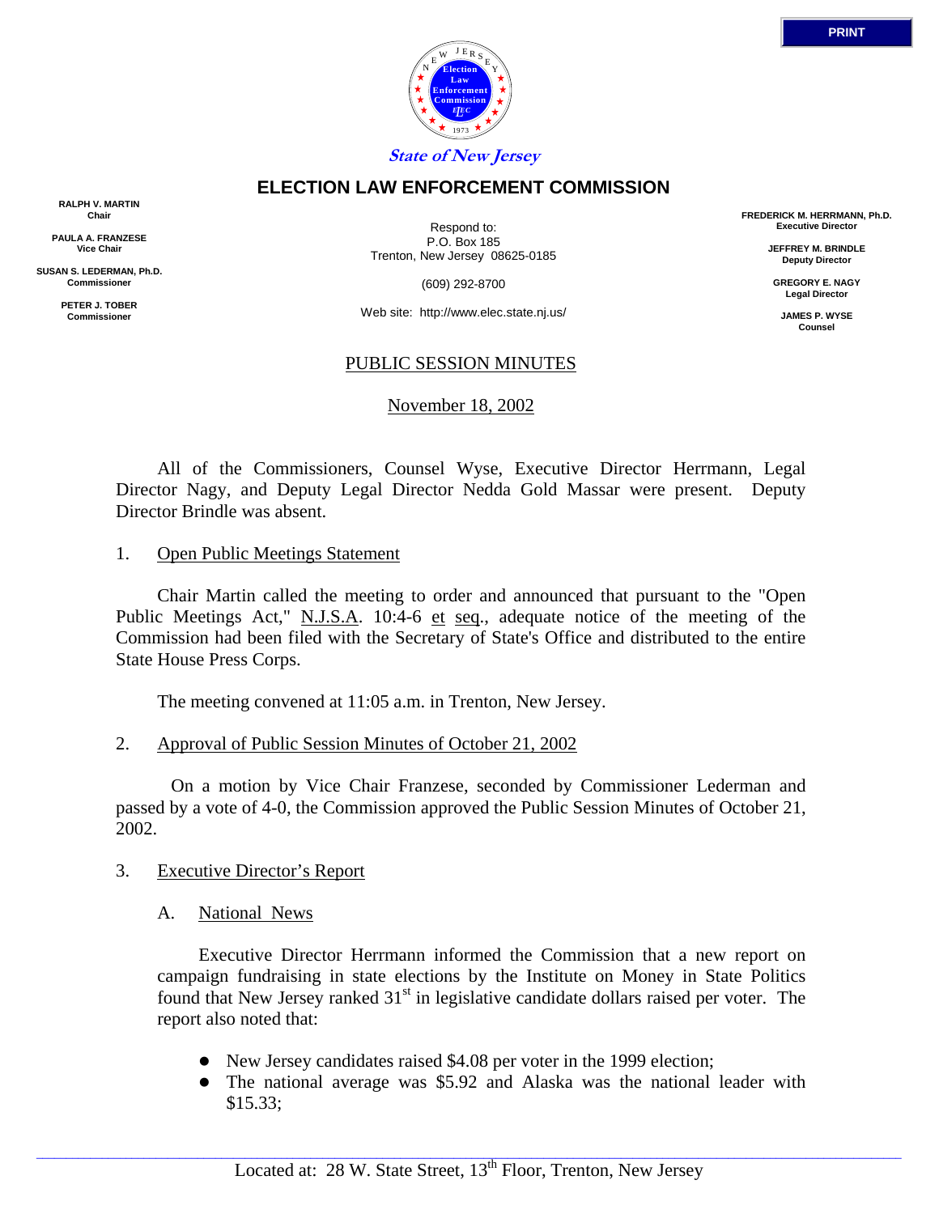State of New Jersey

# ELECTION LAW ENFORCEMENT COMMISSION

**RALPH V. MARTIN**
Chair

**PAULA A. FRANZESE**
Vice Chair

**SUSAN S. LEDERMAN, Ph.D.**
Commissioner

**PETER J. TOBER**
Commissioner

Respond to:
P.O. Box 185
Trenton, New Jersey 08625-0185

(609) 292-8700

Web site: http://www.elec.state.nj.us/

**FREDERICK M. HERRMANN, Ph.D.**
Executive Director

**JEFFREY M. BRINDLE**
Deputy Director

**GREGORY E. NAGY**
Legal Director

**JAMES P. WYSE**
Counsel

## PUBLIC SESSION MINUTES

November 18, 2002

All of the Commissioners, Counsel Wyse, Executive Director Herrmann, Legal Director Nagy, and Deputy Legal Director Nedda Gold Massar were present. Deputy Director Brindle was absent.

1. Open Public Meetings Statement

Chair Martin called the meeting to order and announced that pursuant to the "Open Public Meetings Act," N.J.S.A. 10:4-6 et seq., adequate notice of the meeting of the Commission had been filed with the Secretary of State's Office and distributed to the entire State House Press Corps.

The meeting convened at 11:05 a.m. in Trenton, New Jersey.

2. Approval of Public Session Minutes of October 21, 2002

On a motion by Vice Chair Franzese, seconded by Commissioner Lederman and passed by a vote of 4-0, the Commission approved the Public Session Minutes of October 21, 2002.

3. Executive Director's Report

A. National News

Executive Director Herrmann informed the Commission that a new report on campaign fundraising in state elections by the Institute on Money in State Politics found that New Jersey ranked 31st in legislative candidate dollars raised per voter. The report also noted that:

- New Jersey candidates raised $4.08 per voter in the 1999 election;
- The national average was $5.92 and Alaska was the national leader with $15.33;

Located at: 28 W. State Street, 13th Floor, Trenton, New Jersey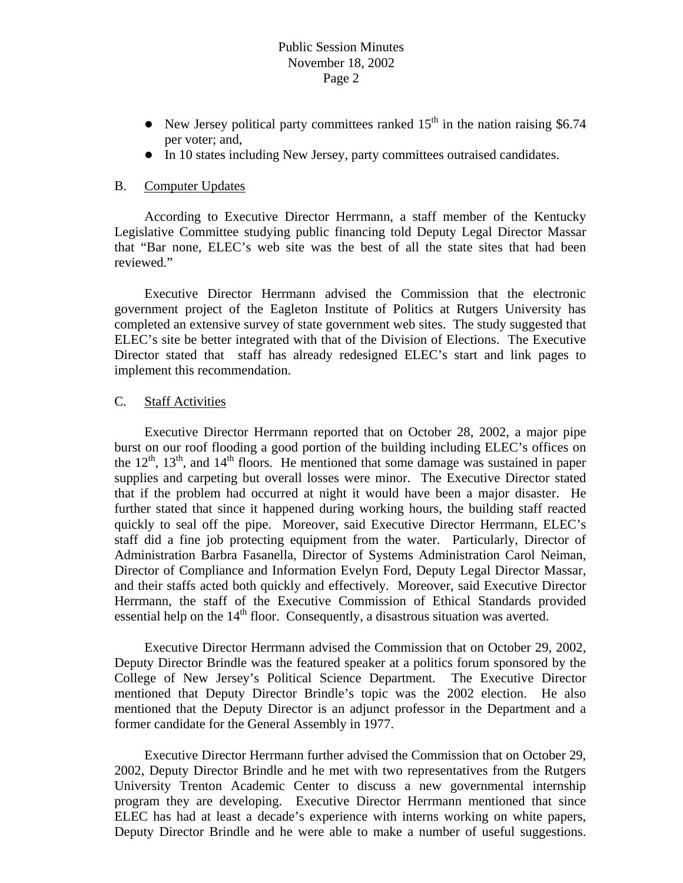- New Jersey political party committees ranked 15th in the nation raising $6.74 per voter; and,
- In 10 states including New Jersey, party committees outraised candidates.

B. Computer Updates

According to Executive Director Herrmann, a staff member of the Kentucky Legislative Committee studying public financing told Deputy Legal Director Massar that "Bar none, ELEC's web site was the best of all the state sites that had been reviewed."

Executive Director Herrmann advised the Commission that the electronic government project of the Eagleton Institute of Politics at Rutgers University has completed an extensive survey of state government web sites. The study suggested that ELEC's site be better integrated with that of the Division of Elections. The Executive Director stated that staff has already redesigned ELEC's start and link pages to implement this recommendation.

C. Staff Activities

Executive Director Herrmann reported that on October 28, 2002, a major pipe burst on our roof flooding a good portion of the building including ELEC's offices on the 12th, 13th, and 14th floors. He mentioned that some damage was sustained in paper supplies and carpeting but overall losses were minor. The Executive Director stated that if the problem had occurred at night it would have been a major disaster. He further stated that since it happened during working hours, the building staff reacted quickly to seal off the pipe. Moreover, said Executive Director Herrmann, ELEC's staff did a fine job protecting equipment from the water. Particularly, Director of Administration Barbra Fasanella, Director of Systems Administration Carol Neiman, Director of Compliance and Information Evelyn Ford, Deputy Legal Director Massar, and their staffs acted both quickly and effectively. Moreover, said Executive Director Herrmann, the staff of the Executive Commission of Ethical Standards provided essential help on the 14th floor. Consequently, a disastrous situation was averted.

Executive Director Herrmann advised the Commission that on October 29, 2002, Deputy Director Brindle was the featured speaker at a politics forum sponsored by the College of New Jersey's Political Science Department. The Executive Director mentioned that Deputy Director Brindle's topic was the 2002 election. He also mentioned that the Deputy Director is an adjunct professor in the Department and a former candidate for the General Assembly in 1977.

Executive Director Herrmann further advised the Commission that on October 29, 2002, Deputy Director Brindle and he met with two representatives from the Rutgers University Trenton Academic Center to discuss a new governmental internship program they are developing. Executive Director Herrmann mentioned that since ELEC has had at least a decade's experience with interns working on white papers, Deputy Director Brindle and he were able to make a number of useful suggestions.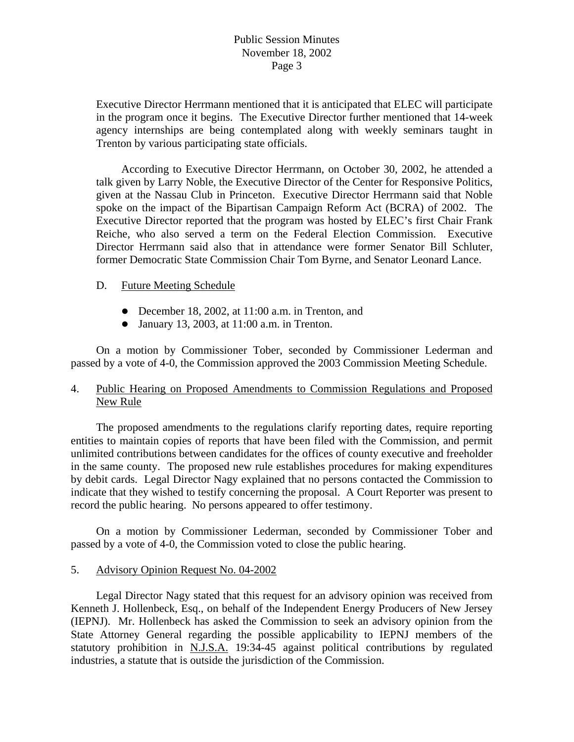Executive Director Herrmann mentioned that it is anticipated that ELEC will participate in the program once it begins. The Executive Director further mentioned that 14-week agency internships are being contemplated along with weekly seminars taught in Trenton by various participating state officials.

According to Executive Director Herrmann, on October 30, 2002, he attended a talk given by Larry Noble, the Executive Director of the Center for Responsive Politics, given at the Nassau Club in Princeton. Executive Director Herrmann said that Noble spoke on the impact of the Bipartisan Campaign Reform Act (BCRA) of 2002. The Executive Director reported that the program was hosted by ELEC's first Chair Frank Reiche, who also served a term on the Federal Election Commission. Executive Director Herrmann said also that in attendance were former Senator Bill Schluter, former Democratic State Commission Chair Tom Byrne, and Senator Leonard Lance.

D. Future Meeting Schedule

- December 18, 2002, at 11:00 a.m. in Trenton, and
- January 13, 2003, at 11:00 a.m. in Trenton.

On a motion by Commissioner Tober, seconded by Commissioner Lederman and passed by a vote of 4-0, the Commission approved the 2003 Commission Meeting Schedule.

4. Public Hearing on Proposed Amendments to Commission Regulations and Proposed New Rule

The proposed amendments to the regulations clarify reporting dates, require reporting entities to maintain copies of reports that have been filed with the Commission, and permit unlimited contributions between candidates for the offices of county executive and freeholder in the same county. The proposed new rule establishes procedures for making expenditures by debit cards. Legal Director Nagy explained that no persons contacted the Commission to indicate that they wished to testify concerning the proposal. A Court Reporter was present to record the public hearing. No persons appeared to offer testimony.

On a motion by Commissioner Lederman, seconded by Commissioner Tober and passed by a vote of 4-0, the Commission voted to close the public hearing.

5. Advisory Opinion Request No. 04-2002

Legal Director Nagy stated that this request for an advisory opinion was received from Kenneth J. Hollenbeck, Esq., on behalf of the Independent Energy Producers of New Jersey (IEPNJ). Mr. Hollenbeck has asked the Commission to seek an advisory opinion from the State Attorney General regarding the possible applicability to IEPNJ members of the statutory prohibition in N.J.S.A. 19:34-45 against political contributions by regulated industries, a statute that is outside the jurisdiction of the Commission.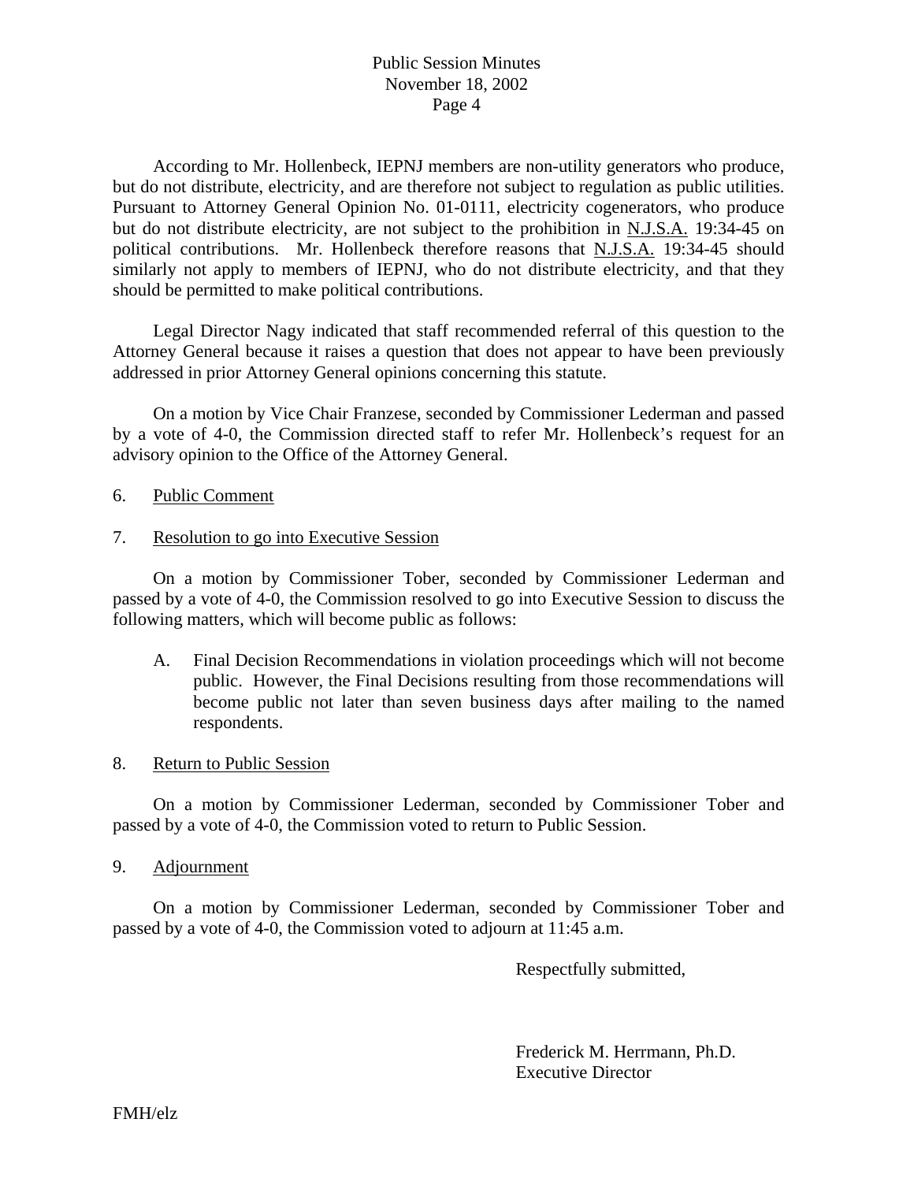According to Mr. Hollenbeck, IEPNJ members are non-utility generators who produce, but do not distribute, electricity, and are therefore not subject to regulation as public utilities. Pursuant to Attorney General Opinion No. 01-0111, electricity cogenerators, who produce but do not distribute electricity, are not subject to the prohibition in N.J.S.A. 19:34-45 on political contributions. Mr. Hollenbeck therefore reasons that N.J.S.A. 19:34-45 should similarly not apply to members of IEPNJ, who do not distribute electricity, and that they should be permitted to make political contributions.

Legal Director Nagy indicated that staff recommended referral of this question to the Attorney General because it raises a question that does not appear to have been previously addressed in prior Attorney General opinions concerning this statute.

On a motion by Vice Chair Franzese, seconded by Commissioner Lederman and passed by a vote of 4-0, the Commission directed staff to refer Mr. Hollenbeck's request for an advisory opinion to the Office of the Attorney General.

6. Public Comment

7. Resolution to go into Executive Session

On a motion by Commissioner Tober, seconded by Commissioner Lederman and passed by a vote of 4-0, the Commission resolved to go into Executive Session to discuss the following matters, which will become public as follows:

A. Final Decision Recommendations in violation proceedings which will not become public. However, the Final Decisions resulting from those recommendations will become public not later than seven business days after mailing to the named respondents.

8. Return to Public Session

On a motion by Commissioner Lederman, seconded by Commissioner Tober and passed by a vote of 4-0, the Commission voted to return to Public Session.

9. Adjournment

On a motion by Commissioner Lederman, seconded by Commissioner Tober and passed by a vote of 4-0, the Commission voted to adjourn at 11:45 a.m.

Respectfully submitted,

Frederick M. Herrmann, Ph.D.
Executive Director

FMH/elz